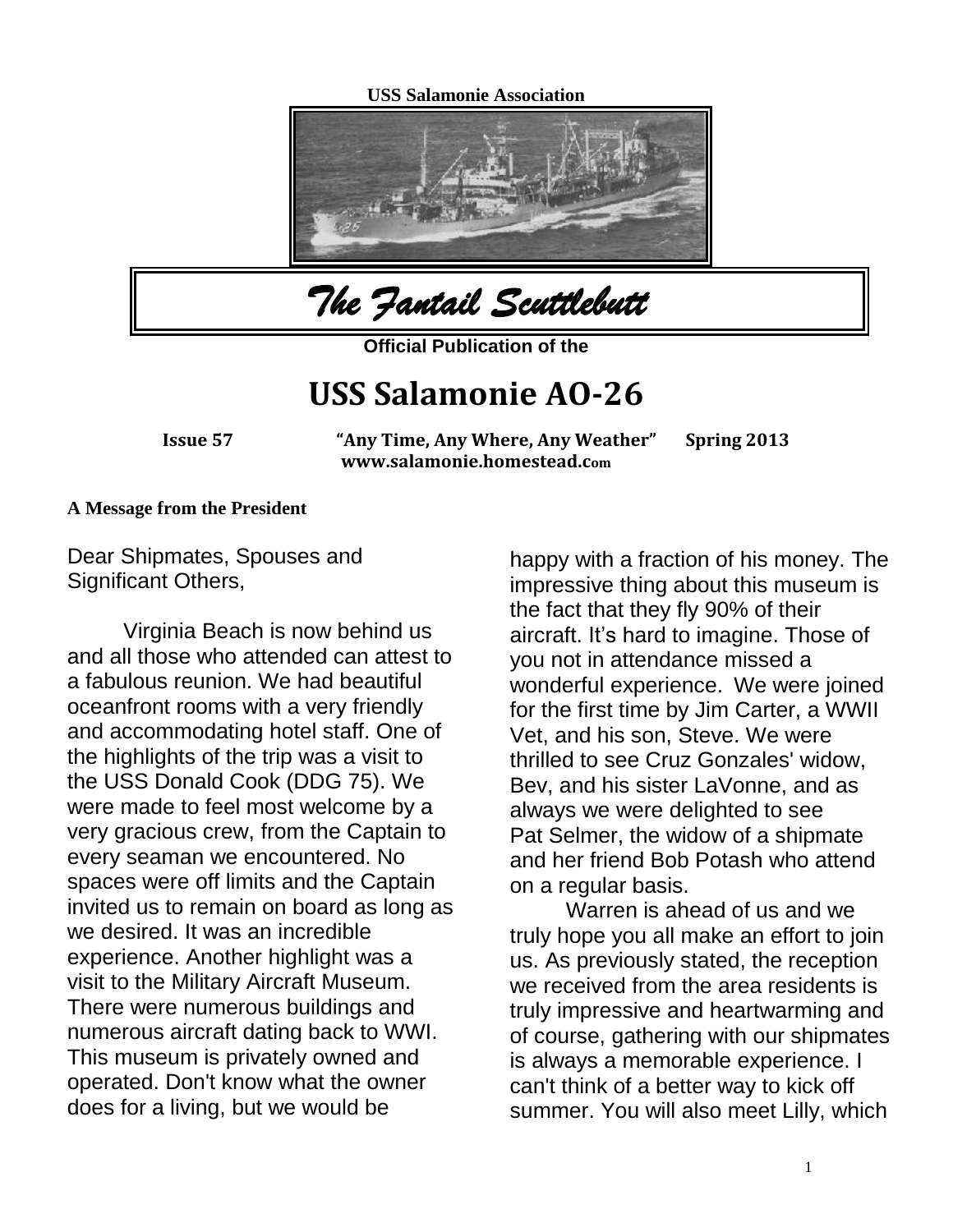USS Salamonie Association

# *The Fantail Scuttlebutt*

**Official Publication of the**

# USS Salamonie AO-26

**Issue 57** **"Any Time, Any Where, Any Weather"** **Spring 2013**

**www.salamonie.homestead.com**

**A Message from the President**

Dear Shipmates, Spouses and Significant Others,

Virginia Beach is now behind us and all those who attended can attest to a fabulous reunion. We had beautiful oceanfront rooms with a very friendly and accommodating hotel staff. One of the highlights of the trip was a visit to the USS Donald Cook (DDG 75). We were made to feel most welcome by a very gracious crew, from the Captain to every seaman we encountered. No spaces were off limits and the Captain invited us to remain on board as long as we desired. It was an incredible experience. Another highlight was a visit to the Military Aircraft Museum. There were numerous buildings and numerous aircraft dating back to WWI. This museum is privately owned and operated. Don't know what the owner does for a living, but we would be happy with a fraction of his money. The impressive thing about this museum is the fact that they fly 90% of their aircraft. It's hard to imagine. Those of you not in attendance missed a wonderful experience. We were joined for the first time by Jim Carter, a WWII Vet, and his son, Steve. We were thrilled to see Cruz Gonzales' widow, Bev, and his sister LaVonne, and as always we were delighted to see Pat Selmer, the widow of a shipmate and her friend Bob Potash who attend on a regular basis.

Warren is ahead of us and we truly hope you all make an effort to join us. As previously stated, the reception we received from the area residents is truly impressive and heartwarming and of course, gathering with our shipmates is always a memorable experience. I can't think of a better way to kick off summer. You will also meet Lilly, which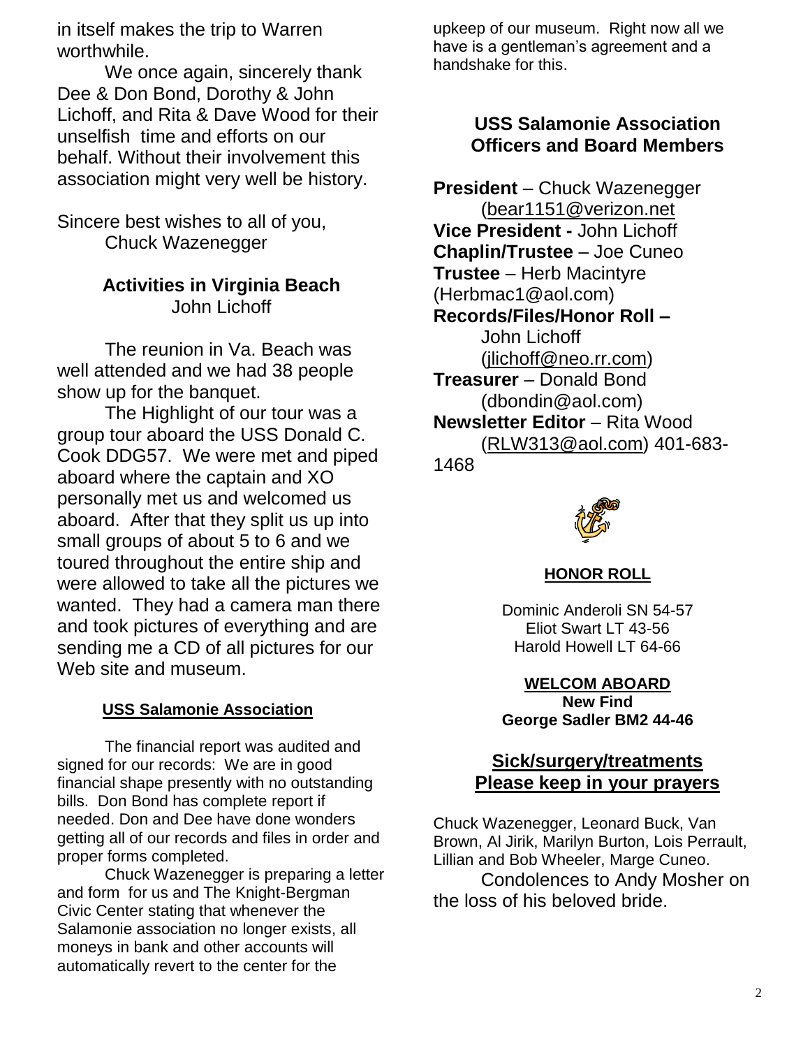in itself makes the trip to Warren worthwhile.

We once again, sincerely thank Dee & Don Bond, Dorothy & John Lichoff, and Rita & Dave Wood for their unselfish time and efforts on our behalf. Without their involvement this association might very well be history.

Sincere best wishes to all of you,
Chuck Wazenegger

## Activities in Virginia Beach

John Lichoff

The reunion in Va. Beach was well attended and we had 38 people show up for the banquet.

The Highlight of our tour was a group tour aboard the USS Donald C. Cook DDG57. We were met and piped aboard where the captain and XO personally met us and welcomed us aboard. After that they split us up into small groups of about 5 to 6 and we toured throughout the entire ship and were allowed to take all the pictures we wanted. They had a camera man there and took pictures of everything and are sending me a CD of all pictures for our Web site and museum.

### USS Salamonie Association

The financial report was audited and signed for our records: We are in good financial shape presently with no outstanding bills. Don Bond has complete report if needed. Don and Dee have done wonders getting all of our records and files in order and proper forms completed.

Chuck Wazenegger is preparing a letter and form for us and The Knight-Bergman Civic Center stating that whenever the Salamonie association no longer exists, all moneys in bank and other accounts will automatically revert to the center for the upkeep of our museum. Right now all we have is a gentleman's agreement and a handshake for this.

## USS Salamonie Association Officers and Board Members

**President** – Chuck Wazenegger (bear1151@verizon.net
**Vice President -** John Lichoff
**Chaplin/Trustee** – Joe Cuneo
**Trustee** – Herb Macintyre (Herbmac1@aol.com)
**Records/Files/Honor Roll –** John Lichoff (jlichoff@neo.rr.com)
**Treasurer** – Donald Bond (dbondin@aol.com)
**Newsletter Editor** – Rita Wood (RLW313@aol.com) 401-683-1468

### HONOR ROLL

Dominic Anderoli SN 54-57
Eliot Swart LT 43-56
Harold Howell LT 64-66

### WELCOM ABOARD

**New Find**
**George Sadler BM2 44-46**

### Sick/surgery/treatments Please keep in your prayers

Chuck Wazenegger, Leonard Buck, Van Brown, Al Jirik, Marilyn Burton, Lois Perrault, Lillian and Bob Wheeler, Marge Cuneo.

Condolences to Andy Mosher on the loss of his beloved bride.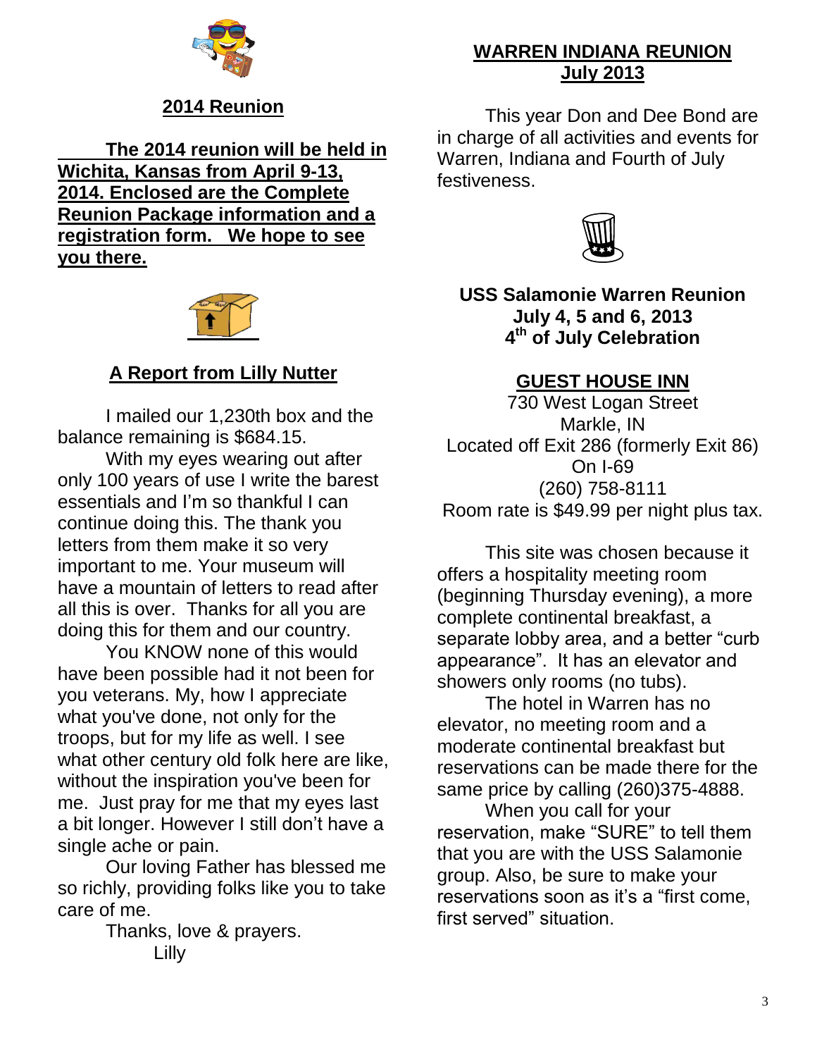## 2014 Reunion

**The 2014 reunion will be held in Wichita, Kansas from April 9-13, 2014. Enclosed are the Complete Reunion Package information and a registration form. We hope to see you there.**

## A Report from Lilly Nutter

I mailed our 1,230th box and the balance remaining is $684.15.

With my eyes wearing out after only 100 years of use I write the barest essentials and I'm so thankful I can continue doing this. The thank you letters from them make it so very important to me. Your museum will have a mountain of letters to read after all this is over. Thanks for all you are doing this for them and our country.

You KNOW none of this would have been possible had it not been for you veterans. My, how I appreciate what you've done, not only for the troops, but for my life as well. I see what other century old folk here are like, without the inspiration you've been for me. Just pray for me that my eyes last a bit longer. However I still don't have a single ache or pain.

Our loving Father has blessed me so richly, providing folks like you to take care of me.

Thanks, love & prayers.
Lilly

## WARREN INDIANA REUNION July 2013

This year Don and Dee Bond are in charge of all activities and events for Warren, Indiana and Fourth of July festiveness.

**USS Salamonie Warren Reunion**
**July 4, 5 and 6, 2013**
**4th of July Celebration**

### GUEST HOUSE INN

730 West Logan Street
Markle, IN
Located off Exit 286 (formerly Exit 86)
On I-69
(260) 758-8111
Room rate is $49.99 per night plus tax.

This site was chosen because it offers a hospitality meeting room (beginning Thursday evening), a more complete continental breakfast, a separate lobby area, and a better "curb appearance". It has an elevator and showers only rooms (no tubs).

The hotel in Warren has no elevator, no meeting room and a moderate continental breakfast but reservations can be made there for the same price by calling (260)375-4888.

When you call for your reservation, make "SURE" to tell them that you are with the USS Salamonie group. Also, be sure to make your reservations soon as it's a "first come, first served" situation.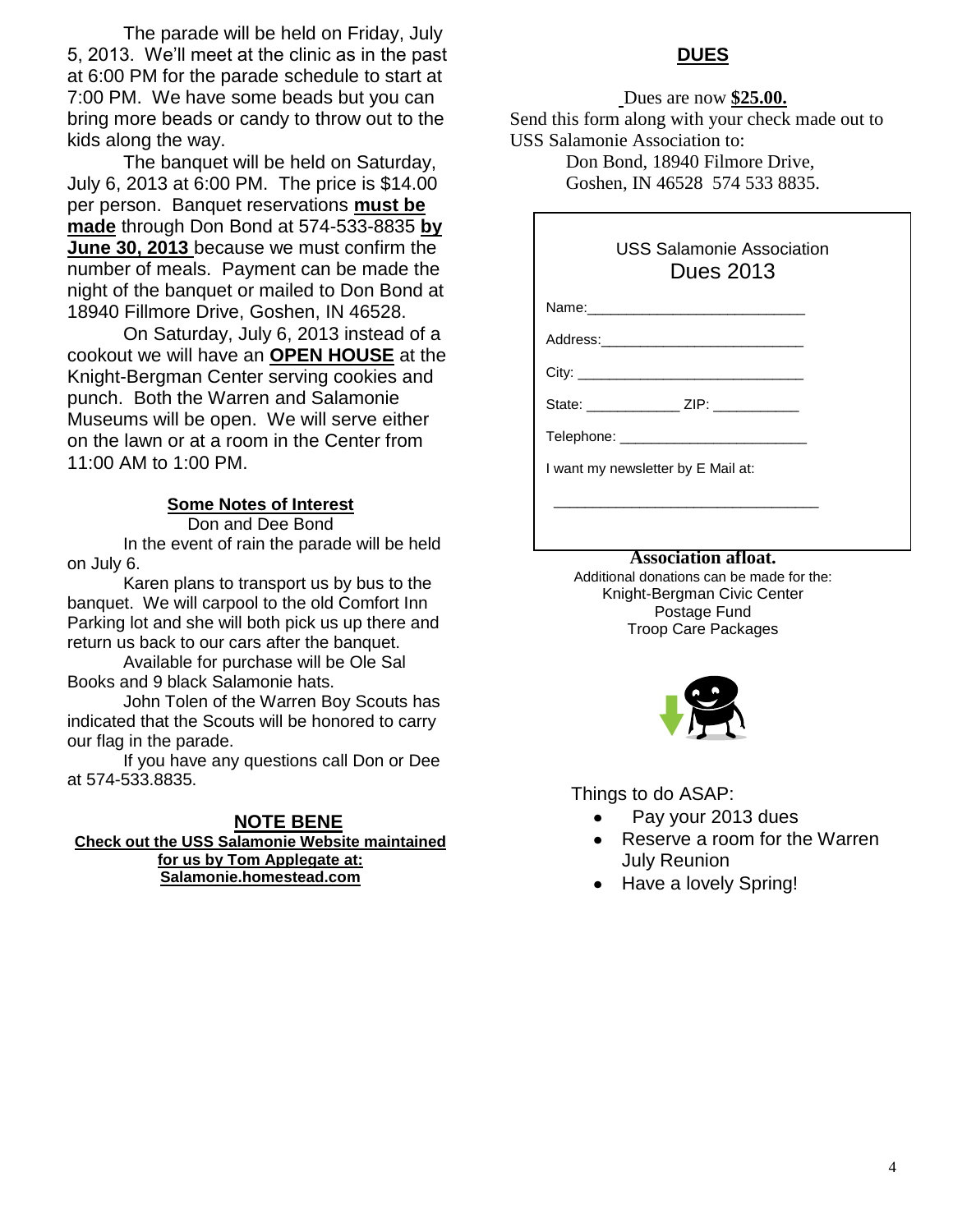The parade will be held on Friday, July 5, 2013. We'll meet at the clinic as in the past at 6:00 PM for the parade schedule to start at 7:00 PM. We have some beads but you can bring more beads or candy to throw out to the kids along the way.

The banquet will be held on Saturday, July 6, 2013 at 6:00 PM. The price is $14.00 per person. Banquet reservations **must be made** through Don Bond at 574-533-8835 **by June 30, 2013** because we must confirm the number of meals. Payment can be made the night of the banquet or mailed to Don Bond at 18940 Fillmore Drive, Goshen, IN 46528.

On Saturday, July 6, 2013 instead of a cookout we will have an **OPEN HOUSE** at the Knight-Bergman Center serving cookies and punch. Both the Warren and Salamonie Museums will be open. We will serve either on the lawn or at a room in the Center from 11:00 AM to 1:00 PM.

## Some Notes of Interest

Don and Dee Bond

In the event of rain the parade will be held on July 6.

Karen plans to transport us by bus to the banquet. We will carpool to the old Comfort Inn Parking lot and she will both pick us up there and return us back to our cars after the banquet.

Available for purchase will be Ole Sal Books and 9 black Salamonie hats.

John Tolen of the Warren Boy Scouts has indicated that the Scouts will be honored to carry our flag in the parade.

If you have any questions call Don or Dee at 574-533.8835.

## NOTE BENE

**Check out the USS Salamonie Website maintained for us by Tom Applegate at: Salamonie.homestead.com**

## DUES

Dues are now **$25.00.**

Send this form along with your check made out to USS Salamonie Association to:

Don Bond, 18940 Filmore Drive,
Goshen, IN 46528 574 533 8835.

USS Salamonie Association
Dues 2013

Name:___________________________

Address:_________________________

City: ____________________________

State: ____________ ZIP: ___________

Telephone: _______________________

I want my newsletter by E Mail at:

_________________________________

**Association afloat.**

Additional donations can be made for the:
Knight-Bergman Civic Center
Postage Fund
Troop Care Packages

Things to do ASAP:

- Pay your 2013 dues
- Reserve a room for the Warren July Reunion
- Have a lovely Spring!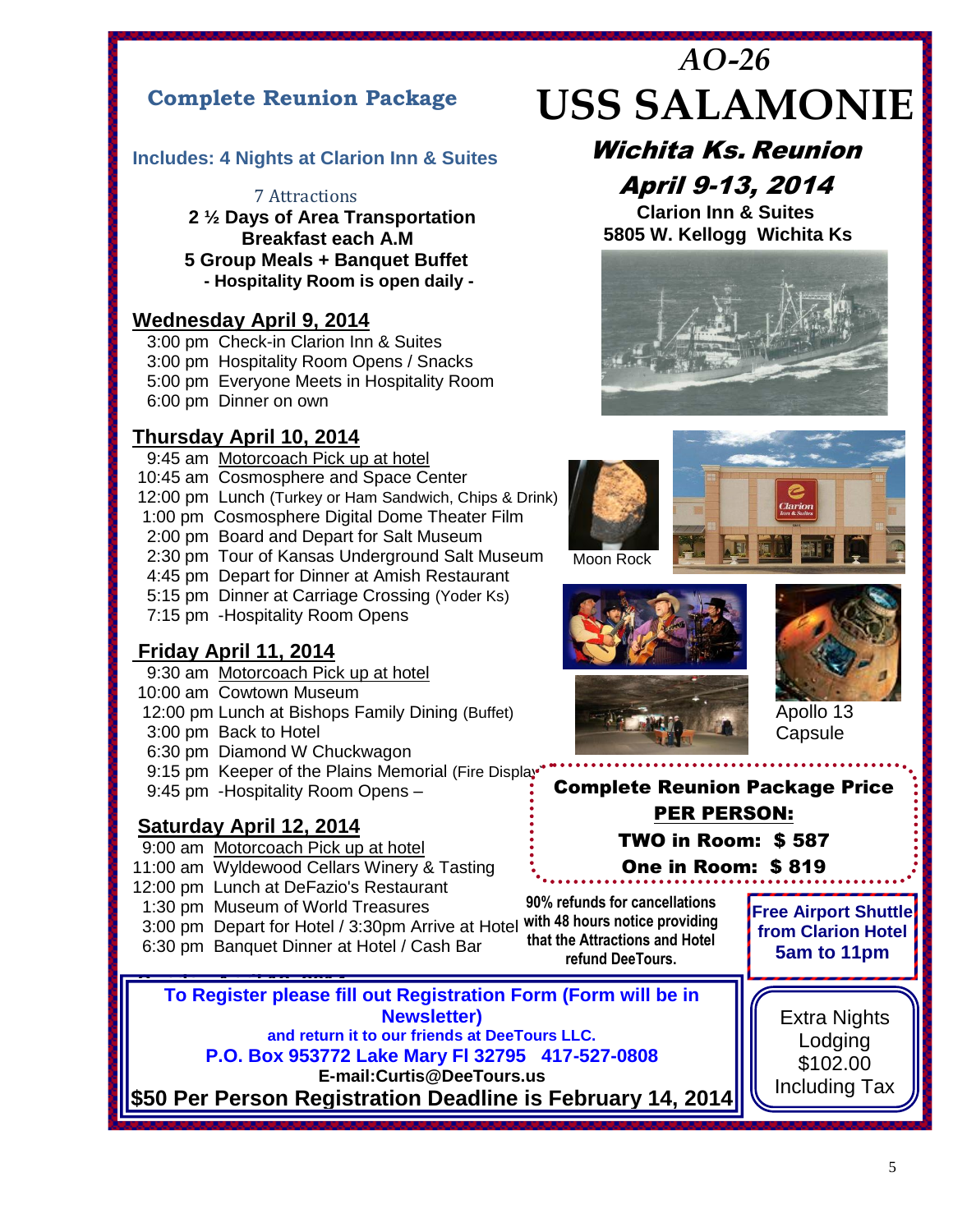# AO-26

# USS SALAMONIE

## *Wichita Ks. Reunion*

## *April 9-13, 2014*

**Clarion Inn & Suites**
**5805 W. Kellogg Wichita Ks**

## Complete Reunion Package

**Includes: 4 Nights at Clarion Inn & Suites**

7 Attractions
**2 ½ Days of Area Transportation**
**Breakfast each A.M**
**5 Group Meals + Banquet Buffet**
**- Hospitality Room is open daily -**

### Wednesday April 9, 2014

3:00 pm Check-in Clarion Inn & Suites
3:00 pm Hospitality Room Opens / Snacks
5:00 pm Everyone Meets in Hospitality Room
6:00 pm Dinner on own

### Thursday April 10, 2014

9:45 am Motorcoach Pick up at hotel
10:45 am Cosmosphere and Space Center
12:00 pm Lunch (Turkey or Ham Sandwich, Chips & Drink)
1:00 pm Cosmosphere Digital Dome Theater Film
2:00 pm Board and Depart for Salt Museum
2:30 pm Tour of Kansas Underground Salt Museum
4:45 pm Depart for Dinner at Amish Restaurant
5:15 pm Dinner at Carriage Crossing (Yoder Ks)
7:15 pm -Hospitality Room Opens

### Friday April 11, 2014

9:30 am Motorcoach Pick up at hotel
10:00 am Cowtown Museum
12:00 pm Lunch at Bishops Family Dining (Buffet)
3:00 pm Back to Hotel
6:30 pm Diamond W Chuckwagon
9:15 pm Keeper of the Plains Memorial (Fire Display)
9:45 pm -Hospitality Room Opens –

### Saturday April 12, 2014

9:00 am Motorcoach Pick up at hotel
11:00 am Wyldewood Cellars Winery & Tasting
12:00 pm Lunch at DeFazio's Restaurant
1:30 pm Museum of World Treasures
3:00 pm Depart for Hotel / 3:30pm Arrive at Hotel
6:30 pm Banquet Dinner at Hotel / Cash Bar

Moon Rock

Apollo 13 Capsule

**Complete Reunion Package Price**
**PER PERSON:**
**TWO in Room: $ 587**
**One in Room: $ 819**

**90% refunds for cancellations with 48 hours notice providing that the Attractions and Hotel refund DeeTours.**

**Free Airport Shuttle from Clarion Hotel 5am to 11pm**

**To Register please fill out Registration Form (Form will be in Newsletter)**
**and return it to our friends at DeeTours LLC.**
**P.O. Box 953772 Lake Mary Fl 32795 417-527-0808**
**E-mail:Curtis@DeeTours.us**
**$50 Per Person Registration Deadline is February 14, 2014**

Extra Nights Lodging $102.00 Including Tax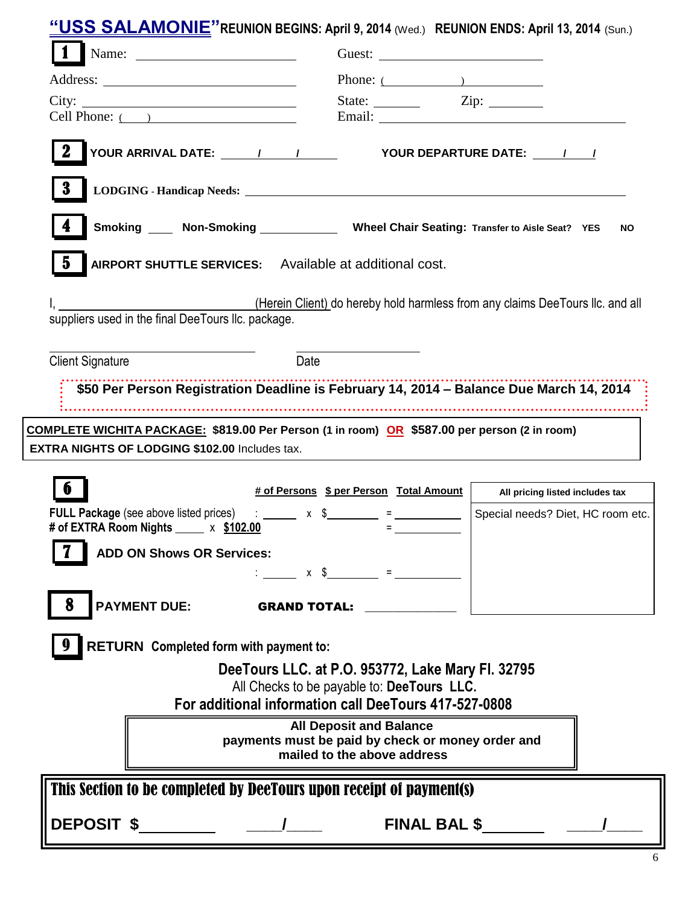# "USS SALAMONIE" REUNION BEGINS: April 9, 2014 (Wed.) REUNION ENDS: April 13, 2014 (Sun.)

**1** Name: ______________________ Guest: ______________________

Address: ______________________ Phone: ( ) ______________________

City: ______________________ State: ________ Zip: ________

Cell Phone: ( ) ______________________ Email: ______________________

**2** **YOUR ARRIVAL DATE:** ____/____/____ **YOUR DEPARTURE DATE:** ____/____/____

**3** **LODGING - Handicap Needs:** ______________________________________________

**4** **Smoking** ____ **Non-Smoking** ____________ **Wheel Chair Seating: Transfer to Aisle Seat? YES NO**

**5** **AIRPORT SHUTTLE SERVICES:** Available at additional cost.

I, ______________________ (Herein Client) do hereby hold harmless from any claims DeeTours llc. and all suppliers used in the final DeeTours llc. package.

______________________ ______________________
Client Signature Date

**$50 Per Person Registration Deadline is February 14, 2014 – Balance Due March 14, 2014**

**COMPLETE WICHITA PACKAGE: $819.00 Per Person (1 in room) OR $587.00 per person (2 in room)**
**EXTRA NIGHTS OF LODGING $102.00** Includes tax.

**6**

| | # of Persons | $ per Person | Total Amount |
|---|---|---|---|
| **FULL Package** (see above listed prices) | : ______ | x $________ | = ________ |
| **# of EXTRA Room Nights** _____ x **$102.00** | | | = ________ |

All pricing listed includes tax

Special needs? Diet, HC room etc.

**7** **ADD ON Shows OR Services:**

: ______ x $________ = ________

**8** **PAYMENT DUE:** **GRAND TOTAL:** ____________

**9** **RETURN Completed form with payment to:**

**DeeTours LLC. at P.O. 953772, Lake Mary Fl. 32795**
All Checks to be payable to: **DeeTours LLC.**
**For additional information call DeeTours 417-527-0808**

**All Deposit and Balance payments must be paid by check or money order and mailed to the above address**

**This Section to be completed by DeeTours upon receipt of payment(s)**

**DEPOSIT $** ________ ____/____ **FINAL BAL $** ________ ____/____